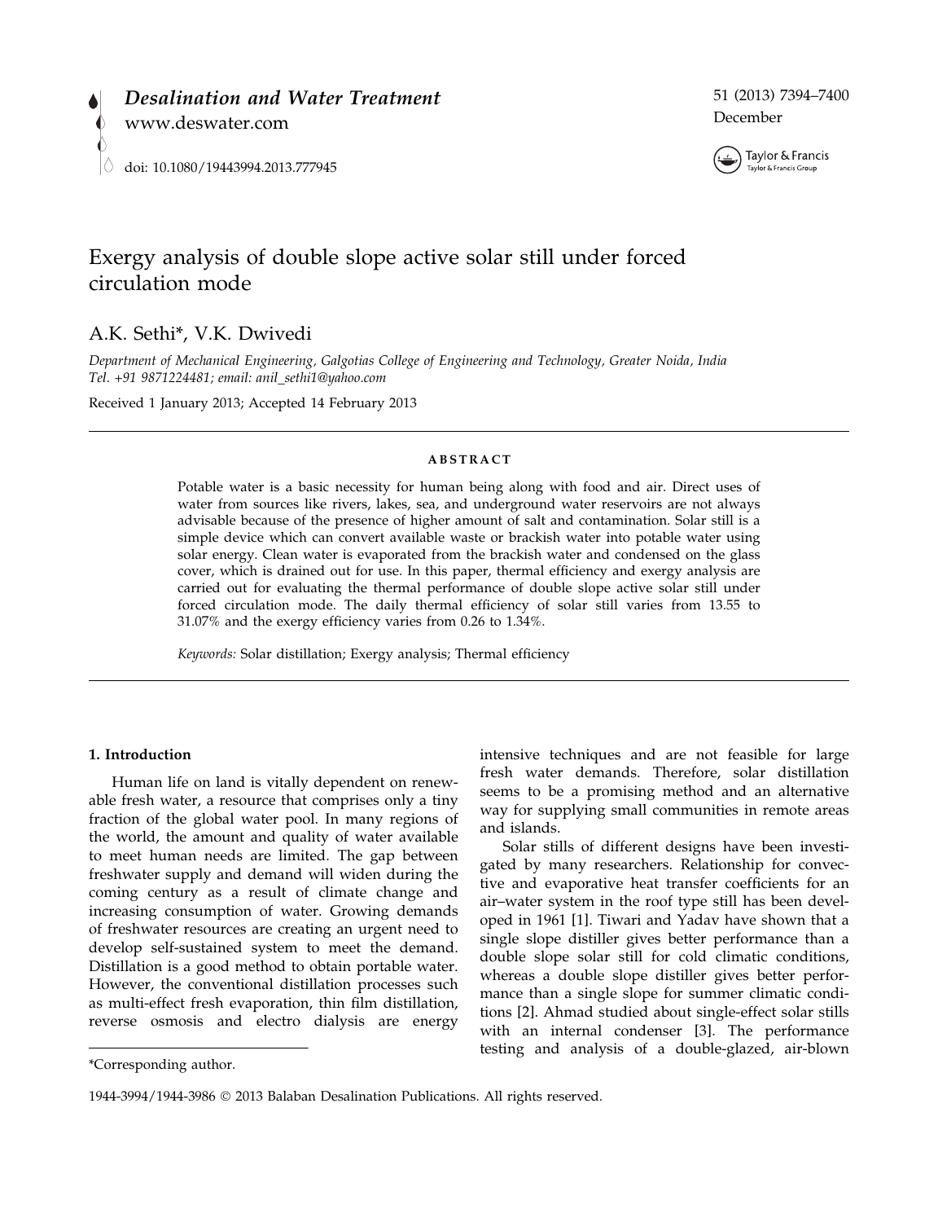# Exergy analysis of double slope active solar still under forced circulation mode

A.K. Sethi*, V.K. Dwivedi

*Department of Mechanical Engineering, Galgotias College of Engineering and Technology, Greater Noida, India*
*Tel. +91 9871224481; email: anil_sethi1@yahoo.com*

Received 1 January 2013; Accepted 14 February 2013

## ABSTRACT

Potable water is a basic necessity for human being along with food and air. Direct uses of water from sources like rivers, lakes, sea, and underground water reservoirs are not always advisable because of the presence of higher amount of salt and contamination. Solar still is a simple device which can convert available waste or brackish water into potable water using solar energy. Clean water is evaporated from the brackish water and condensed on the glass cover, which is drained out for use. In this paper, thermal efficiency and exergy analysis are carried out for evaluating the thermal performance of double slope active solar still under forced circulation mode. The daily thermal efficiency of solar still varies from 13.55 to 31.07% and the exergy efficiency varies from 0.26 to 1.34%.

*Keywords:* Solar distillation; Exergy analysis; Thermal efficiency

## 1. Introduction

Human life on land is vitally dependent on renewable fresh water, a resource that comprises only a tiny fraction of the global water pool. In many regions of the world, the amount and quality of water available to meet human needs are limited. The gap between freshwater supply and demand will widen during the coming century as a result of climate change and increasing consumption of water. Growing demands of freshwater resources are creating an urgent need to develop self-sustained system to meet the demand. Distillation is a good method to obtain portable water. However, the conventional distillation processes such as multi-effect fresh evaporation, thin film distillation, reverse osmosis and electro dialysis are energy intensive techniques and are not feasible for large fresh water demands. Therefore, solar distillation seems to be a promising method and an alternative way for supplying small communities in remote areas and islands.

Solar stills of different designs have been investigated by many researchers. Relationship for convective and evaporative heat transfer coefficients for an air–water system in the roof type still has been developed in 1961 [1]. Tiwari and Yadav have shown that a single slope distiller gives better performance than a double slope solar still for cold climatic conditions, whereas a double slope distiller gives better performance than a single slope for summer climatic conditions [2]. Ahmad studied about single-effect solar stills with an internal condenser [3]. The performance testing and analysis of a double-glazed, air-blown

*Corresponding author.

1944-3994/1944-3986 © 2013 Balaban Desalination Publications. All rights reserved.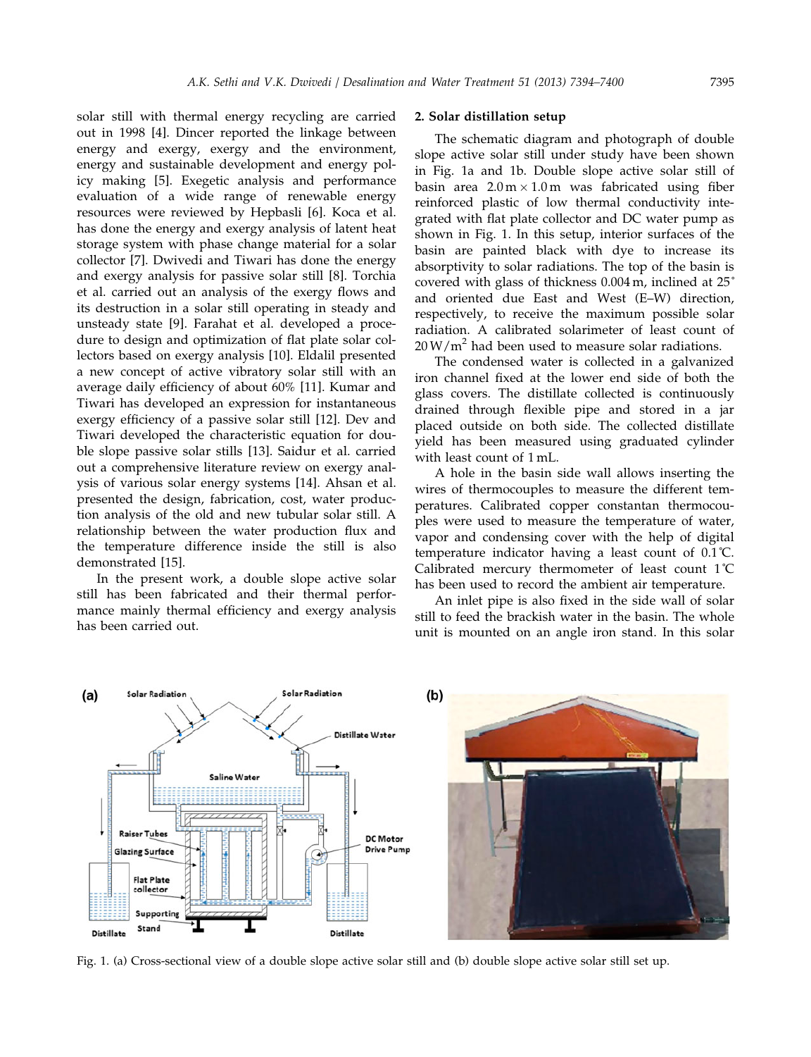solar still with thermal energy recycling are carried out in 1998 [4]. Dincer reported the linkage between energy and exergy, exergy and the environment, energy and sustainable development and energy policy making [5]. Exegetic analysis and performance evaluation of a wide range of renewable energy resources were reviewed by Hepbasli [6]. Koca et al. has done the energy and exergy analysis of latent heat storage system with phase change material for a solar collector [7]. Dwivedi and Tiwari has done the energy and exergy analysis for passive solar still [8]. Torchia et al. carried out an analysis of the exergy flows and its destruction in a solar still operating in steady and unsteady state [9]. Farahat et al. developed a procedure to design and optimization of flat plate solar collectors based on exergy analysis [10]. Eldalil presented a new concept of active vibratory solar still with an average daily efficiency of about 60% [11]. Kumar and Tiwari has developed an expression for instantaneous exergy efficiency of a passive solar still [12]. Dev and Tiwari developed the characteristic equation for double slope passive solar stills [13]. Saidur et al. carried out a comprehensive literature review on exergy analysis of various solar energy systems [14]. Ahsan et al. presented the design, fabrication, cost, water production analysis of the old and new tubular solar still. A relationship between the water production flux and the temperature difference inside the still is also demonstrated [15].

In the present work, a double slope active solar still has been fabricated and their thermal performance mainly thermal efficiency and exergy analysis has been carried out.

## 2. Solar distillation setup

The schematic diagram and photograph of double slope active solar still under study have been shown in Fig. 1a and 1b. Double slope active solar still of basin area $2.0\,\text{m} \times 1.0\,\text{m}$ was fabricated using fiber reinforced plastic of low thermal conductivity integrated with flat plate collector and DC water pump as shown in Fig. 1. In this setup, interior surfaces of the basin are painted black with dye to increase its absorptivity to solar radiations. The top of the basin is covered with glass of thickness 0.004 m, inclined at 25° and oriented due East and West (E–W) direction, respectively, to receive the maximum possible solar radiation. A calibrated solarimeter of least count of $20\,\text{W/m}^2$ had been used to measure solar radiations.

The condensed water is collected in a galvanized iron channel fixed at the lower end side of both the glass covers. The distillate collected is continuously drained through flexible pipe and stored in a jar placed outside on both side. The collected distillate yield has been measured using graduated cylinder with least count of 1 mL.

A hole in the basin side wall allows inserting the wires of thermocouples to measure the different temperatures. Calibrated copper constantan thermocouples were used to measure the temperature of water, vapor and condensing cover with the help of digital temperature indicator having a least count of 0.1°C. Calibrated mercury thermometer of least count 1°C has been used to record the ambient air temperature.

An inlet pipe is also fixed in the side wall of solar still to feed the brackish water in the basin. The whole unit is mounted on an angle iron stand. In this solar

Fig. 1. (a) Cross-sectional view of a double slope active solar still and (b) double slope active solar still set up.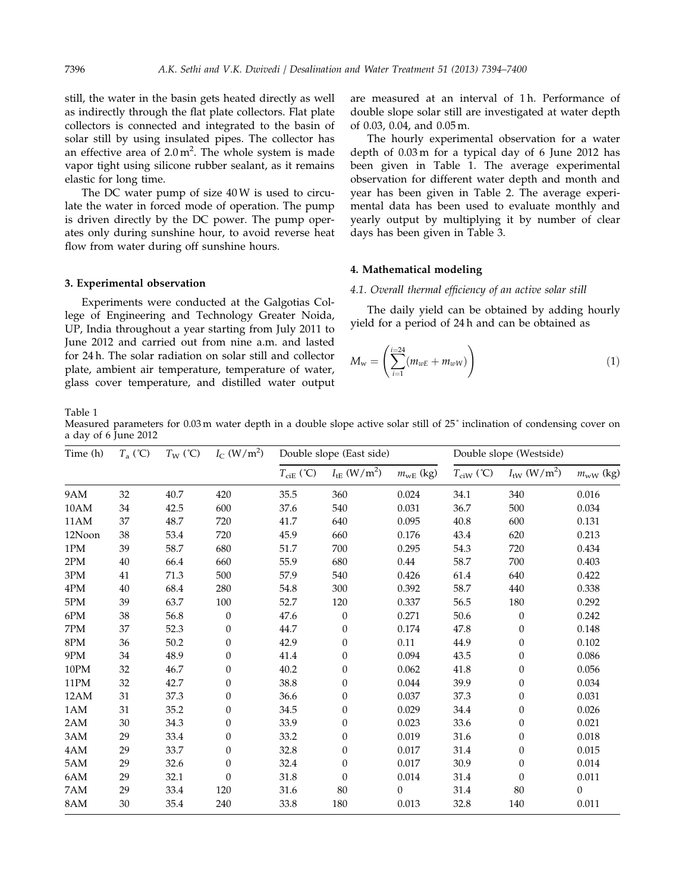still, the water in the basin gets heated directly as well as indirectly through the flat plate collectors. Flat plate collectors is connected and integrated to the basin of solar still by using insulated pipes. The collector has an effective area of $2.0\,m^2$. The whole system is made vapor tight using silicone rubber sealant, as it remains elastic for long time.

The DC water pump of size 40 W is used to circulate the water in forced mode of operation. The pump is driven directly by the DC power. The pump operates only during sunshine hour, to avoid reverse heat flow from water during off sunshine hours.

## 3. Experimental observation

Experiments were conducted at the Galgotias College of Engineering and Technology Greater Noida, UP, India throughout a year starting from July 2011 to June 2012 and carried out from nine a.m. and lasted for 24 h. The solar radiation on solar still and collector plate, ambient air temperature, temperature of water, glass cover temperature, and distilled water output are measured at an interval of 1 h. Performance of double slope solar still are investigated at water depth of 0.03, 0.04, and 0.05 m.

The hourly experimental observation for a water depth of 0.03 m for a typical day of 6 June 2012 has been given in Table 1. The average experimental observation for different water depth and month and year has been given in Table 2. The average experimental data has been used to evaluate monthly and yearly output by multiplying it by number of clear days has been given in Table 3.

## 4. Mathematical modeling

### 4.1. Overall thermal efficiency of an active solar still

The daily yield can be obtained by adding hourly yield for a period of 24 h and can be obtained as

$$M_w = \left( \sum_{i=1}^{i=24} (m_{wE} + m_{wW}) \right) \tag{1}$$

Table 1
Measured parameters for 0.03 m water depth in a double slope active solar still of 25˚ inclination of condensing cover on a day of 6 June 2012

| Time (h) | $T_a$ (˚C) | $T_W$ (˚C) | $I_C$ (W/m$^2$) | Double slope (East side) | | | Double slope (Westside) | | |
|---|---|---|---|---|---|---|---|---|---|
| | | | | $T_{ciE}$ (˚C) | $I_{tE}$ (W/m$^2$) | $m_{wE}$ (kg) | $T_{ciW}$ (˚C) | $I_{tW}$ (W/m$^2$) | $m_{wW}$ (kg) |
| 9AM | 32 | 40.7 | 420 | 35.5 | 360 | 0.024 | 34.1 | 340 | 0.016 |
| 10AM | 34 | 42.5 | 600 | 37.6 | 540 | 0.031 | 36.7 | 500 | 0.034 |
| 11AM | 37 | 48.7 | 720 | 41.7 | 640 | 0.095 | 40.8 | 600 | 0.131 |
| 12Noon | 38 | 53.4 | 720 | 45.9 | 660 | 0.176 | 43.4 | 620 | 0.213 |
| 1PM | 39 | 58.7 | 680 | 51.7 | 700 | 0.295 | 54.3 | 720 | 0.434 |
| 2PM | 40 | 66.4 | 660 | 55.9 | 680 | 0.44 | 58.7 | 700 | 0.403 |
| 3PM | 41 | 71.3 | 500 | 57.9 | 540 | 0.426 | 61.4 | 640 | 0.422 |
| 4PM | 40 | 68.4 | 280 | 54.8 | 300 | 0.392 | 58.7 | 440 | 0.338 |
| 5PM | 39 | 63.7 | 100 | 52.7 | 120 | 0.337 | 56.5 | 180 | 0.292 |
| 6PM | 38 | 56.8 | 0 | 47.6 | 0 | 0.271 | 50.6 | 0 | 0.242 |
| 7PM | 37 | 52.3 | 0 | 44.7 | 0 | 0.174 | 47.8 | 0 | 0.148 |
| 8PM | 36 | 50.2 | 0 | 42.9 | 0 | 0.11 | 44.9 | 0 | 0.102 |
| 9PM | 34 | 48.9 | 0 | 41.4 | 0 | 0.094 | 43.5 | 0 | 0.086 |
| 10PM | 32 | 46.7 | 0 | 40.2 | 0 | 0.062 | 41.8 | 0 | 0.056 |
| 11PM | 32 | 42.7 | 0 | 38.8 | 0 | 0.044 | 39.9 | 0 | 0.034 |
| 12AM | 31 | 37.3 | 0 | 36.6 | 0 | 0.037 | 37.3 | 0 | 0.031 |
| 1AM | 31 | 35.2 | 0 | 34.5 | 0 | 0.029 | 34.4 | 0 | 0.026 |
| 2AM | 30 | 34.3 | 0 | 33.9 | 0 | 0.023 | 33.6 | 0 | 0.021 |
| 3AM | 29 | 33.4 | 0 | 33.2 | 0 | 0.019 | 31.6 | 0 | 0.018 |
| 4AM | 29 | 33.7 | 0 | 32.8 | 0 | 0.017 | 31.4 | 0 | 0.015 |
| 5AM | 29 | 32.6 | 0 | 32.4 | 0 | 0.017 | 30.9 | 0 | 0.014 |
| 6AM | 29 | 32.1 | 0 | 31.8 | 0 | 0.014 | 31.4 | 0 | 0.011 |
| 7AM | 29 | 33.4 | 120 | 31.6 | 80 | 0 | 31.4 | 80 | 0 |
| 8AM | 30 | 35.4 | 240 | 33.8 | 180 | 0.013 | 32.8 | 140 | 0.011 |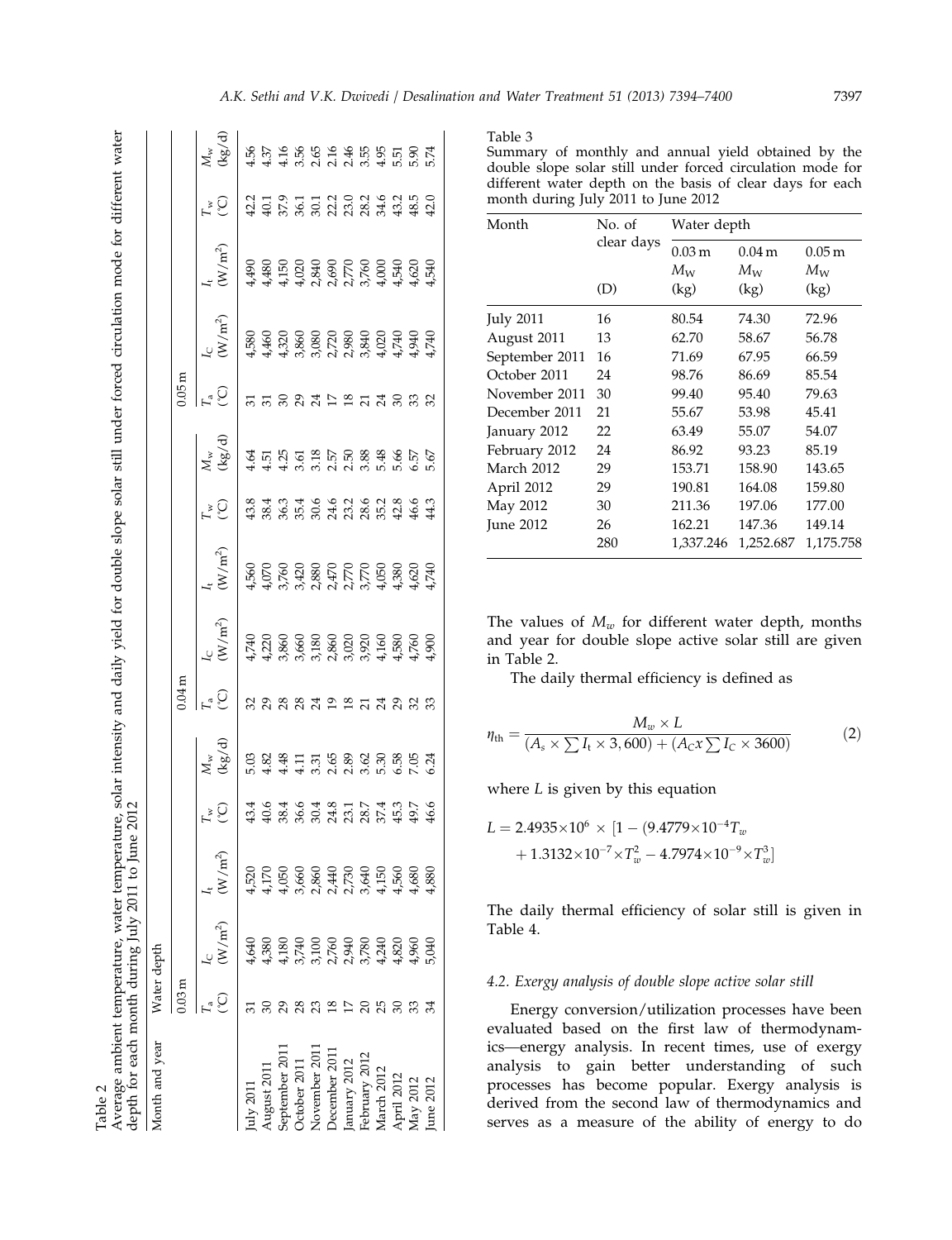Table 2
Average ambient temperature, water temperature, solar intensity and daily yield for double slope solar still under forced circulation mode for different water depth for each month during July 2011 to June 2012

| Month and year | Water depth | | | | | | | | | | | | | | |
|---|---|---|---|---|---|---|---|---|---|---|---|---|---|---|---|
| | 0.03 m | | | | | 0.04 m | | | | | 0.05 m | | | | |
| | $T_a$ (°C) | $I_C$ (W/m²) | $I_t$ (W/m²) | $T_w$ (°C) | $M_w$ (kg/d) | $T_a$ (°C) | $I_C$ (W/m²) | $I_t$ (W/m²) | $T_w$ (°C) | $M_w$ (kg/d) | $T_a$ (°C) | $I_C$ (W/m²) | $I_t$ (W/m²) | $T_w$ (°C) | $M_w$ (kg/d) |
| July 2011 | 31 | 4,640 | 4,520 | 43.4 | 5.03 | 32 | 4,740 | 4,560 | 43.8 | 4.64 | 31 | 4,580 | 4,490 | 42.2 | 4.56 |
| August 2011 | 30 | 4,380 | 4,170 | 40.6 | 4.82 | 29 | 4,220 | 4,070 | 38.4 | 4.51 | 31 | 4,460 | 4,480 | 40.1 | 4.37 |
| September 2011 | 29 | 4,180 | 4,050 | 38.4 | 4.48 | 28 | 3,860 | 3,760 | 36.3 | 4.25 | 30 | 4,320 | 4,150 | 37.9 | 4.16 |
| October 2011 | 28 | 3,740 | 3,660 | 36.6 | 4.11 | 28 | 3,660 | 3,420 | 35.4 | 3.61 | 29 | 3,860 | 4,020 | 36.1 | 3.56 |
| November 2011 | 23 | 3,100 | 2,860 | 30.4 | 3.31 | 24 | 3,180 | 2,880 | 30.6 | 3.18 | 24 | 3,080 | 2,840 | 30.1 | 2.65 |
| December 2011 | 18 | 2,760 | 2,440 | 24.8 | 2.65 | 19 | 2,860 | 2,470 | 24.6 | 2.57 | 17 | 2,720 | 2,690 | 22.2 | 2.16 |
| January 2012 | 17 | 2,940 | 2,730 | 23.1 | 2.89 | 18 | 3,020 | 2,770 | 23.2 | 2.50 | 18 | 2,980 | 2,770 | 23.0 | 2.46 |
| February 2012 | 20 | 3,780 | 3,640 | 28.7 | 3.62 | 21 | 3,920 | 3,770 | 28.6 | 3.88 | 21 | 3,840 | 3,760 | 28.2 | 3.55 |
| March 2012 | 25 | 4,240 | 4,150 | 37.4 | 5.30 | 24 | 4,160 | 4,050 | 35.2 | 5.48 | 24 | 4,020 | 4,000 | 34.6 | 4.95 |
| April 2012 | 30 | 4,820 | 4,560 | 45.3 | 6.58 | 29 | 4,580 | 4,380 | 42.8 | 5.66 | 30 | 4,740 | 4,540 | 43.2 | 5.51 |
| May 2012 | 33 | 4,960 | 4,680 | 49.7 | 7.05 | 32 | 4,760 | 4,620 | 46.6 | 6.57 | 33 | 4,940 | 4,620 | 48.5 | 5.90 |
| June 2012 | 34 | 5,040 | 4,880 | 46.6 | 6.24 | 33 | 4,900 | 4,740 | 44.3 | 5.67 | 32 | 4,740 | 4,540 | 42.0 | 5.74 |

Table 3
Summary of monthly and annual yield obtained by the double slope solar still under forced circulation mode for different water depth on the basis of clear days for each month during July 2011 to June 2012

| Month | No. of clear days | Water depth | | |
|---|---|---|---|---|
| | | 0.03 m | 0.04 m | 0.05 m |
| | (D) | $M_W$ (kg) | $M_W$ (kg) | $M_W$ (kg) |
| July 2011 | 16 | 80.54 | 74.30 | 72.96 |
| August 2011 | 13 | 62.70 | 58.67 | 56.78 |
| September 2011 | 16 | 71.69 | 67.95 | 66.59 |
| October 2011 | 24 | 98.76 | 86.69 | 85.54 |
| November 2011 | 30 | 99.40 | 95.40 | 79.63 |
| December 2011 | 21 | 55.67 | 53.98 | 45.41 |
| January 2012 | 22 | 63.49 | 55.07 | 54.07 |
| February 2012 | 24 | 86.92 | 93.23 | 85.19 |
| March 2012 | 29 | 153.71 | 158.90 | 143.65 |
| April 2012 | 29 | 190.81 | 164.08 | 159.80 |
| May 2012 | 30 | 211.36 | 197.06 | 177.00 |
| June 2012 | 26 | 162.21 | 147.36 | 149.14 |
| | 280 | 1,337.246 | 1,252.687 | 1,175.758 |

The values of $M_w$ for different water depth, months and year for double slope active solar still are given in Table 2.

The daily thermal efficiency is defined as

$$\eta_{th} = \frac{M_w \times L}{(A_s \times \sum I_t \times 3,600) + (A_C x \sum I_C \times 3600)} \tag{2}$$

where $L$ is given by this equation

$$L = 2.4935{\times}10^6 \times [1 - (9.4779{\times}10^{-4}T_w + 1.3132{\times}10^{-7}{\times}T_w^2 - 4.7974{\times}10^{-9}{\times}T_w^3]$$

The daily thermal efficiency of solar still is given in Table 4.

### 4.2. Exergy analysis of double slope active solar still

Energy conversion/utilization processes have been evaluated based on the first law of thermodynamics—energy analysis. In recent times, use of exergy analysis to gain better understanding of such processes has become popular. Exergy analysis is derived from the second law of thermodynamics and serves as a measure of the ability of energy to do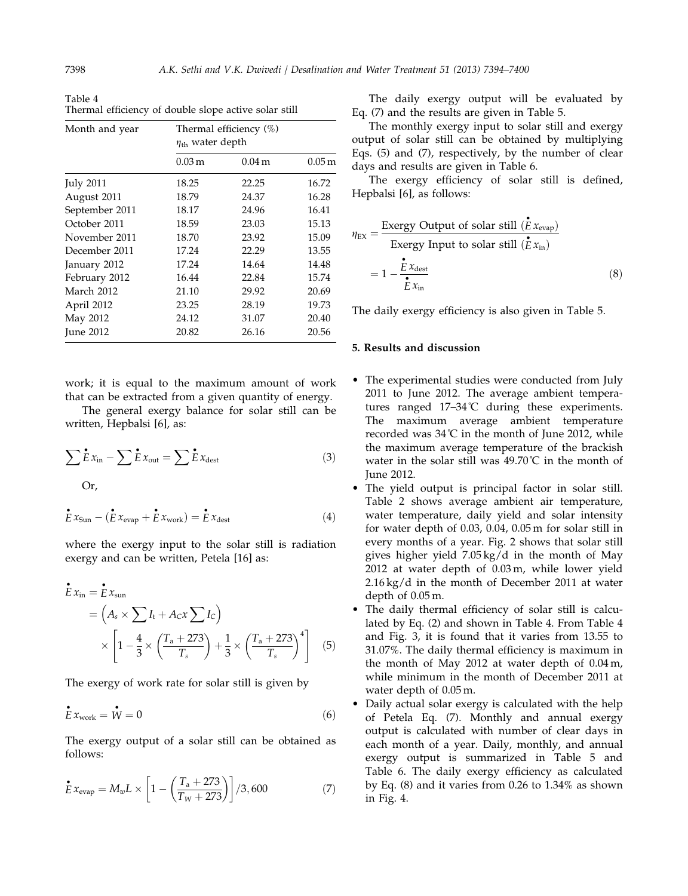Table 4
Thermal efficiency of double slope active solar still

| Month and year | Thermal efficiency (%) $\eta_{th}$ water depth | | |
|---|---|---|---|
| | 0.03 m | 0.04 m | 0.05 m |
| July 2011 | 18.25 | 22.25 | 16.72 |
| August 2011 | 18.79 | 24.37 | 16.28 |
| September 2011 | 18.17 | 24.96 | 16.41 |
| October 2011 | 18.59 | 23.03 | 15.13 |
| November 2011 | 18.70 | 23.92 | 15.09 |
| December 2011 | 17.24 | 22.29 | 13.55 |
| January 2012 | 17.24 | 14.64 | 14.48 |
| February 2012 | 16.44 | 22.84 | 15.74 |
| March 2012 | 21.10 | 29.92 | 20.69 |
| April 2012 | 23.25 | 28.19 | 19.73 |
| May 2012 | 24.12 | 31.07 | 20.40 |
| June 2012 | 20.82 | 26.16 | 20.56 |

work; it is equal to the maximum amount of work that can be extracted from a given quantity of energy.

The general exergy balance for solar still can be written, Hepbalsi [6], as:

$$\sum \dot{E}x_{\text{in}} - \sum \dot{E}x_{\text{out}} = \sum \dot{E}x_{\text{dest}} \tag{3}$$

Or,

$$\dot{E}x_{\text{Sun}} - (\dot{E}x_{\text{evap}} + \dot{E}x_{\text{work}}) = \dot{E}x_{\text{dest}} \tag{4}$$

where the exergy input to the solar still is radiation exergy and can be written, Petela [16] as:

$$\begin{aligned}\dot{E}x_{\text{in}} &= \dot{E}x_{\text{sun}} \\ &= \left(A_s \times \sum I_t + A_C x \sum I_C\right) \\ &\quad \times \left[1 - \frac{4}{3} \times \left(\frac{T_a + 273}{T_s}\right) + \frac{1}{3} \times \left(\frac{T_a + 273}{T_s}\right)^4\right]\end{aligned} \tag{5}$$

The exergy of work rate for solar still is given by

$$\dot{E}x_{\text{work}} = \dot{W} = 0 \tag{6}$$

The exergy output of a solar still can be obtained as follows:

$$\dot{E}x_{\text{evap}} = M_w L \times \left[1 - \left(\frac{T_a + 273}{T_W + 273}\right)\right] / 3,600 \tag{7}$$

The daily exergy output will be evaluated by Eq. (7) and the results are given in Table 5.

The monthly exergy input to solar still and exergy output of solar still can be obtained by multiplying Eqs. (5) and (7), respectively, by the number of clear days and results are given in Table 6.

The exergy efficiency of solar still is defined, Hepbalsi [6], as follows:

$$\begin{aligned}\eta_{\text{EX}} &= \frac{\text{Exergy Output of solar still } (\dot{E}x_{\text{evap}})}{\text{Exergy Input to solar still } (\dot{E}x_{\text{in}})} \\ &= 1 - \frac{\dot{E}x_{\text{dest}}}{\dot{E}x_{\text{in}}}\end{aligned} \tag{8}$$

The daily exergy efficiency is also given in Table 5.

## 5. Results and discussion

- The experimental studies were conducted from July 2011 to June 2012. The average ambient temperatures ranged 17–34˚C during these experiments. The maximum average ambient temperature recorded was 34˚C in the month of June 2012, while the maximum average temperature of the brackish water in the solar still was 49.70˚C in the month of June 2012.
- The yield output is principal factor in solar still. Table 2 shows average ambient air temperature, water temperature, daily yield and solar intensity for water depth of 0.03, 0.04, 0.05 m for solar still in every months of a year. Fig. 2 shows that solar still gives higher yield 7.05 kg/d in the month of May 2012 at water depth of 0.03 m, while lower yield 2.16 kg/d in the month of December 2011 at water depth of 0.05 m.
- The daily thermal efficiency of solar still is calculated by Eq. (2) and shown in Table 4. From Table 4 and Fig. 3, it is found that it varies from 13.55 to 31.07%. The daily thermal efficiency is maximum in the month of May 2012 at water depth of 0.04 m, while minimum in the month of December 2011 at water depth of 0.05 m.
- Daily actual solar exergy is calculated with the help of Petela Eq. (7). Monthly and annual exergy output is calculated with number of clear days in each month of a year. Daily, monthly, and annual exergy output is summarized in Table 5 and Table 6. The daily exergy efficiency as calculated by Eq. (8) and it varies from 0.26 to 1.34% as shown in Fig. 4.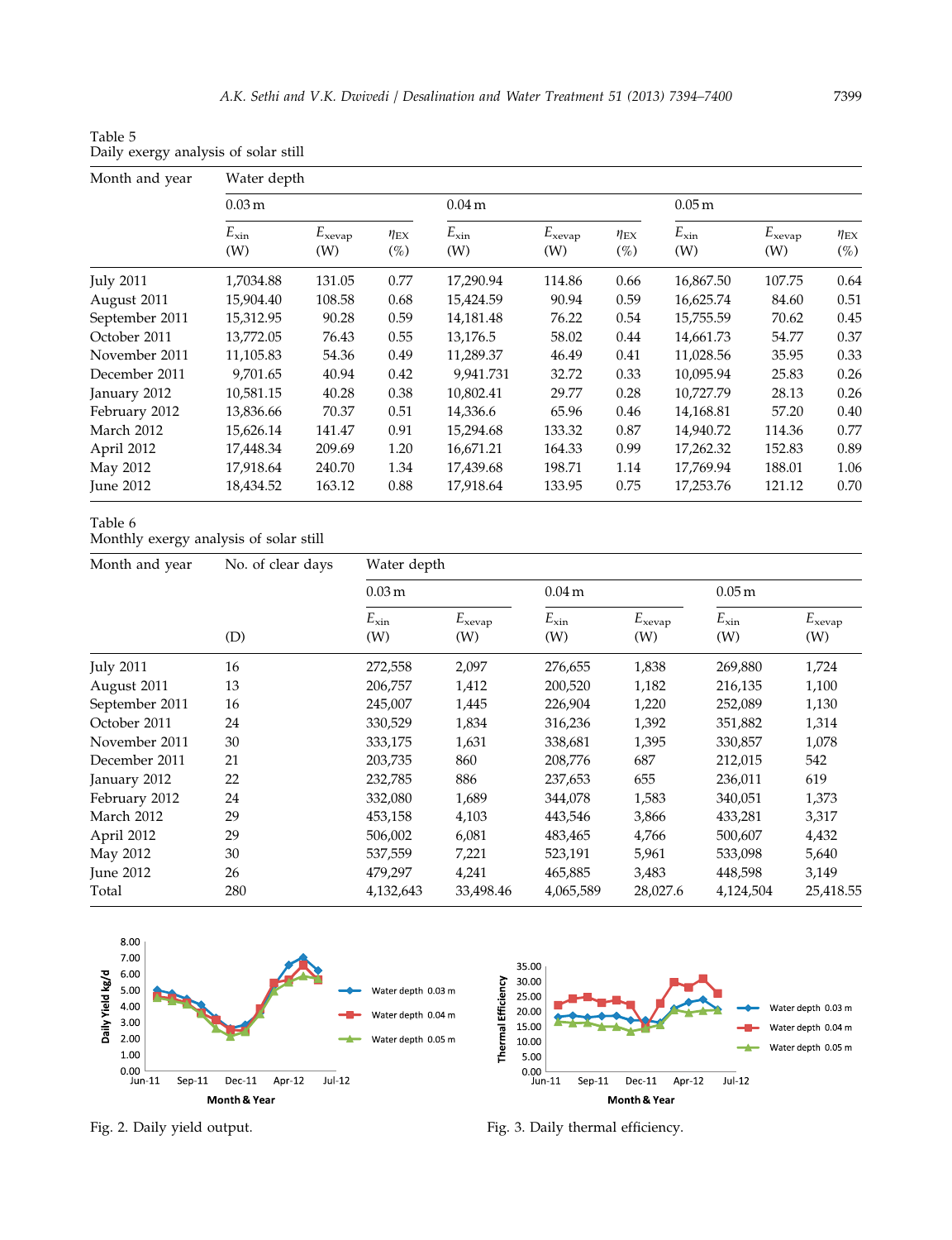Table 5
Daily exergy analysis of solar still

| Month and year | Water depth | | | | | | | | |
|---|---|---|---|---|---|---|---|---|---|
| | 0.03 m | | | 0.04 m | | | 0.05 m | | |
| | $E_{xin}$ (W) | $E_{xevap}$ (W) | $\eta_{EX}$ (%) | $E_{xin}$ (W) | $E_{xevap}$ (W) | $\eta_{EX}$ (%) | $E_{xin}$ (W) | $E_{xevap}$ (W) | $\eta_{EX}$ (%) |
| July 2011 | 1,7034.88 | 131.05 | 0.77 | 17,290.94 | 114.86 | 0.66 | 16,867.50 | 107.75 | 0.64 |
| August 2011 | 15,904.40 | 108.58 | 0.68 | 15,424.59 | 90.94 | 0.59 | 16,625.74 | 84.60 | 0.51 |
| September 2011 | 15,312.95 | 90.28 | 0.59 | 14,181.48 | 76.22 | 0.54 | 15,755.59 | 70.62 | 0.45 |
| October 2011 | 13,772.05 | 76.43 | 0.55 | 13,176.5 | 58.02 | 0.44 | 14,661.73 | 54.77 | 0.37 |
| November 2011 | 11,105.83 | 54.36 | 0.49 | 11,289.37 | 46.49 | 0.41 | 11,028.56 | 35.95 | 0.33 |
| December 2011 | 9,701.65 | 40.94 | 0.42 | 9,941.731 | 32.72 | 0.33 | 10,095.94 | 25.83 | 0.26 |
| January 2012 | 10,581.15 | 40.28 | 0.38 | 10,802.41 | 29.77 | 0.28 | 10,727.79 | 28.13 | 0.26 |
| February 2012 | 13,836.66 | 70.37 | 0.51 | 14,336.6 | 65.96 | 0.46 | 14,168.81 | 57.20 | 0.40 |
| March 2012 | 15,626.14 | 141.47 | 0.91 | 15,294.68 | 133.32 | 0.87 | 14,940.72 | 114.36 | 0.77 |
| April 2012 | 17,448.34 | 209.69 | 1.20 | 16,671.21 | 164.33 | 0.99 | 17,262.32 | 152.83 | 0.89 |
| May 2012 | 17,918.64 | 240.70 | 1.34 | 17,439.68 | 198.71 | 1.14 | 17,769.94 | 188.01 | 1.06 |
| June 2012 | 18,434.52 | 163.12 | 0.88 | 17,918.64 | 133.95 | 0.75 | 17,253.76 | 121.12 | 0.70 |

Table 6
Monthly exergy analysis of solar still

| Month and year | No. of clear days | Water depth | | | | | |
|---|---|---|---|---|---|---|---|
| | | 0.03 m | | 0.04 m | | 0.05 m | |
| | (D) | $E_{xin}$ (W) | $E_{xevap}$ (W) | $E_{xin}$ (W) | $E_{xevap}$ (W) | $E_{xin}$ (W) | $E_{xevap}$ (W) |
| July 2011 | 16 | 272,558 | 2,097 | 276,655 | 1,838 | 269,880 | 1,724 |
| August 2011 | 13 | 206,757 | 1,412 | 200,520 | 1,182 | 216,135 | 1,100 |
| September 2011 | 16 | 245,007 | 1,445 | 226,904 | 1,220 | 252,089 | 1,130 |
| October 2011 | 24 | 330,529 | 1,834 | 316,236 | 1,392 | 351,882 | 1,314 |
| November 2011 | 30 | 333,175 | 1,631 | 338,681 | 1,395 | 330,857 | 1,078 |
| December 2011 | 21 | 203,735 | 860 | 208,776 | 687 | 212,015 | 542 |
| January 2012 | 22 | 232,785 | 886 | 237,653 | 655 | 236,011 | 619 |
| February 2012 | 24 | 332,080 | 1,689 | 344,078 | 1,583 | 340,051 | 1,373 |
| March 2012 | 29 | 453,158 | 4,103 | 443,546 | 3,866 | 433,281 | 3,317 |
| April 2012 | 29 | 506,002 | 6,081 | 483,465 | 4,766 | 500,607 | 4,432 |
| May 2012 | 30 | 537,559 | 7,221 | 523,191 | 5,961 | 533,098 | 5,640 |
| June 2012 | 26 | 479,297 | 4,241 | 465,885 | 3,483 | 448,598 | 3,149 |
| Total | 280 | 4,132,643 | 33,498.46 | 4,065,589 | 28,027.6 | 4,124,504 | 25,418.55 |

Fig. 2. Daily yield output.

Fig. 3. Daily thermal efficiency.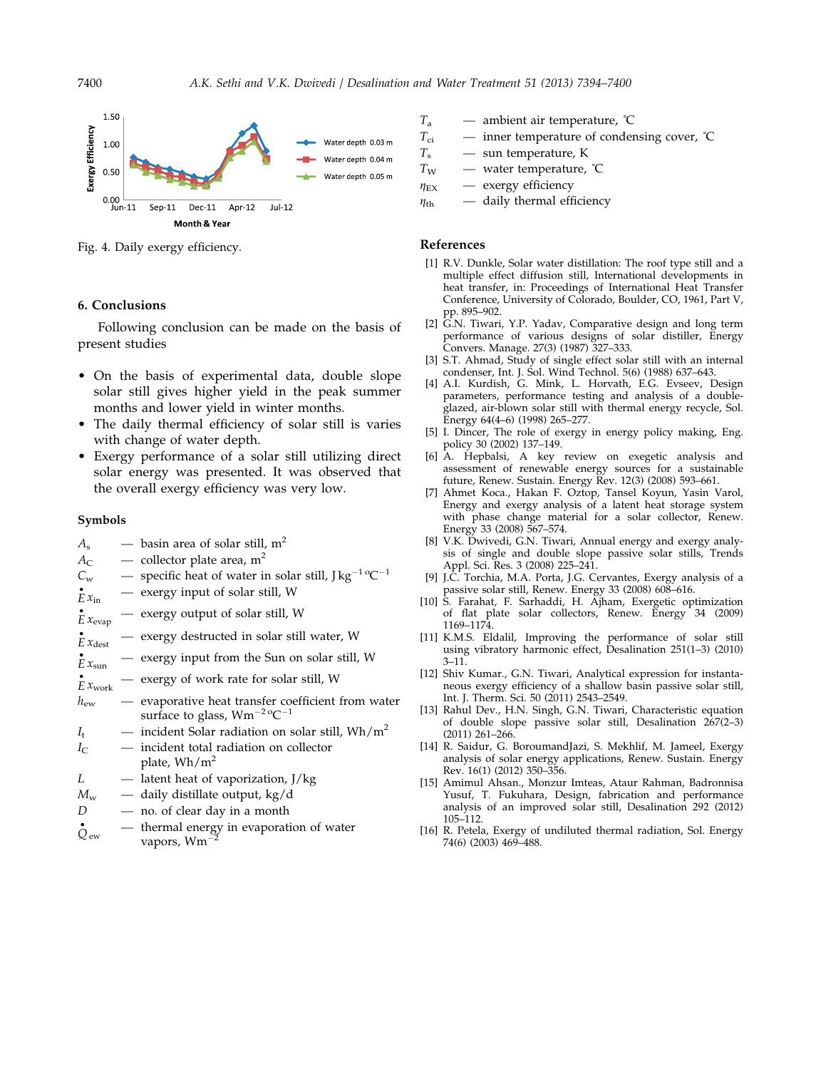Exergy Efficiency

1.50

1.00

0.50

0.00

Jun-11 Sep-11 Dec-11 Apr-12 Jul-12

Month & Year

Water depth 0.03 m

Water depth 0.04 m

Water depth 0.05 m

Fig. 4. Daily exergy efficiency.

## 6. Conclusions

Following conclusion can be made on the basis of present studies

- On the basis of experimental data, double slope solar still gives higher yield in the peak summer months and lower yield in winter months.
- The daily thermal efficiency of solar still is varies with change of water depth.
- Exergy performance of a solar still utilizing direct solar energy was presented. It was observed that the overall exergy efficiency was very low.

## Symbols

| | | |
|---|---|---|
| $A_s$ | — | basin area of solar still, $m^2$ |
| $A_C$ | — | collector plate area, $m^2$ |
| $C_w$ | — | specific heat of water in solar still, $J\,kg^{-1}\,{}^oC^{-1}$ |
| $\dot{E}x_{in}$ | — | exergy input of solar still, W |
| $\dot{E}x_{evap}$ | — | exergy output of solar still, W |
| $\dot{E}x_{dest}$ | — | exergy destructed in solar still water, W |
| $\dot{E}x_{sun}$ | — | exergy input from the Sun on solar still, W |
| $\dot{E}x_{work}$ | — | exergy of work rate for solar still, W |
| $h_{ew}$ | — | evaporative heat transfer coefficient from water surface to glass, $Wm^{-2}\,{}^oC^{-1}$ |
| $I_t$ | — | incident Solar radiation on solar still, $Wh/m^2$ |
| $I_C$ | — | incident total radiation on collector plate, $Wh/m^2$ |
| $L$ | — | latent heat of vaporization, J/kg |
| $M_w$ | — | daily distillate output, kg/d |
| $D$ | — | no. of clear day in a month |
| $\dot{Q}_{ew}$ | — | thermal energy in evaporation of water vapors, $Wm^{-2}$ |
| $T_a$ | — | ambient air temperature, ˚C |
| $T_{ci}$ | — | inner temperature of condensing cover, ˚C |
| $T_s$ | — | sun temperature, K |
| $T_W$ | — | water temperature, ˚C |
| $\eta_{EX}$ | — | exergy efficiency |
| $\eta_{th}$ | — | daily thermal efficiency |

## References

[1] R.V. Dunkle, Solar water distillation: The roof type still and a multiple effect diffusion still, International developments in heat transfer, in: Proceedings of International Heat Transfer Conference, University of Colorado, Boulder, CO, 1961, Part V, pp. 895–902.

[2] G.N. Tiwari, Y.P. Yadav, Comparative design and long term performance of various designs of solar distiller, Energy Convers. Manage. 27(3) (1987) 327–333.

[3] S.T. Ahmad, Study of single effect solar still with an internal condenser, Int. J. Sol. Wind Technol. 5(6) (1988) 637–643.

[4] A.I. Kurdish, G. Mink, L. Horvath, E.G. Evseev, Design parameters, performance testing and analysis of a double-glazed, air-blown solar still with thermal energy recycle, Sol. Energy 64(4–6) (1998) 265–277.

[5] I. Dincer, The role of exergy in energy policy making, Eng. policy 30 (2002) 137–149.

[6] A. Hepbalsi, A key review on exegetic analysis and assessment of renewable energy sources for a sustainable future, Renew. Sustain. Energy Rev. 12(3) (2008) 593–661.

[7] Ahmet Koca., Hakan F. Oztop, Tansel Koyun, Yasin Varol, Energy and exergy analysis of a latent heat storage system with phase change material for a solar collector, Renew. Energy 33 (2008) 567–574.

[8] V.K. Dwivedi, G.N. Tiwari, Annual energy and exergy analysis of single and double slope passive solar stills, Trends Appl. Sci. Res. 3 (2008) 225–241.

[9] J.C. Torchia, M.A. Porta, J.G. Cervantes, Exergy analysis of a passive solar still, Renew. Energy 33 (2008) 608–616.

[10] S. Farahat, F. Sarhaddi, H. Ajham, Exergetic optimization of flat plate solar collectors, Renew. Energy 34 (2009) 1169–1174.

[11] K.M.S. Eldalil, Improving the performance of solar still using vibratory harmonic effect, Desalination 251(1–3) (2010) 3–11.

[12] Shiv Kumar., G.N. Tiwari, Analytical expression for instantaneous exergy efficiency of a shallow basin passive solar still, Int. J. Therm. Sci. 50 (2011) 2543–2549.

[13] Rahul Dev., H.N. Singh, G.N. Tiwari, Characteristic equation of double slope passive solar still, Desalination 267(2–3) (2011) 261–266.

[14] R. Saidur, G. BoroumandJazi, S. Mekhlif, M. Jameel, Exergy analysis of solar energy applications, Renew. Sustain. Energy Rev. 16(1) (2012) 350–356.

[15] Amimul Ahsan., Monzur Imteas, Ataur Rahman, Badronnisa Yusuf, T. Fukuhara, Design, fabrication and performance analysis of an improved solar still, Desalination 292 (2012) 105–112.

[16] R. Petela, Exergy of undiluted thermal radiation, Sol. Energy 74(6) (2003) 469–488.